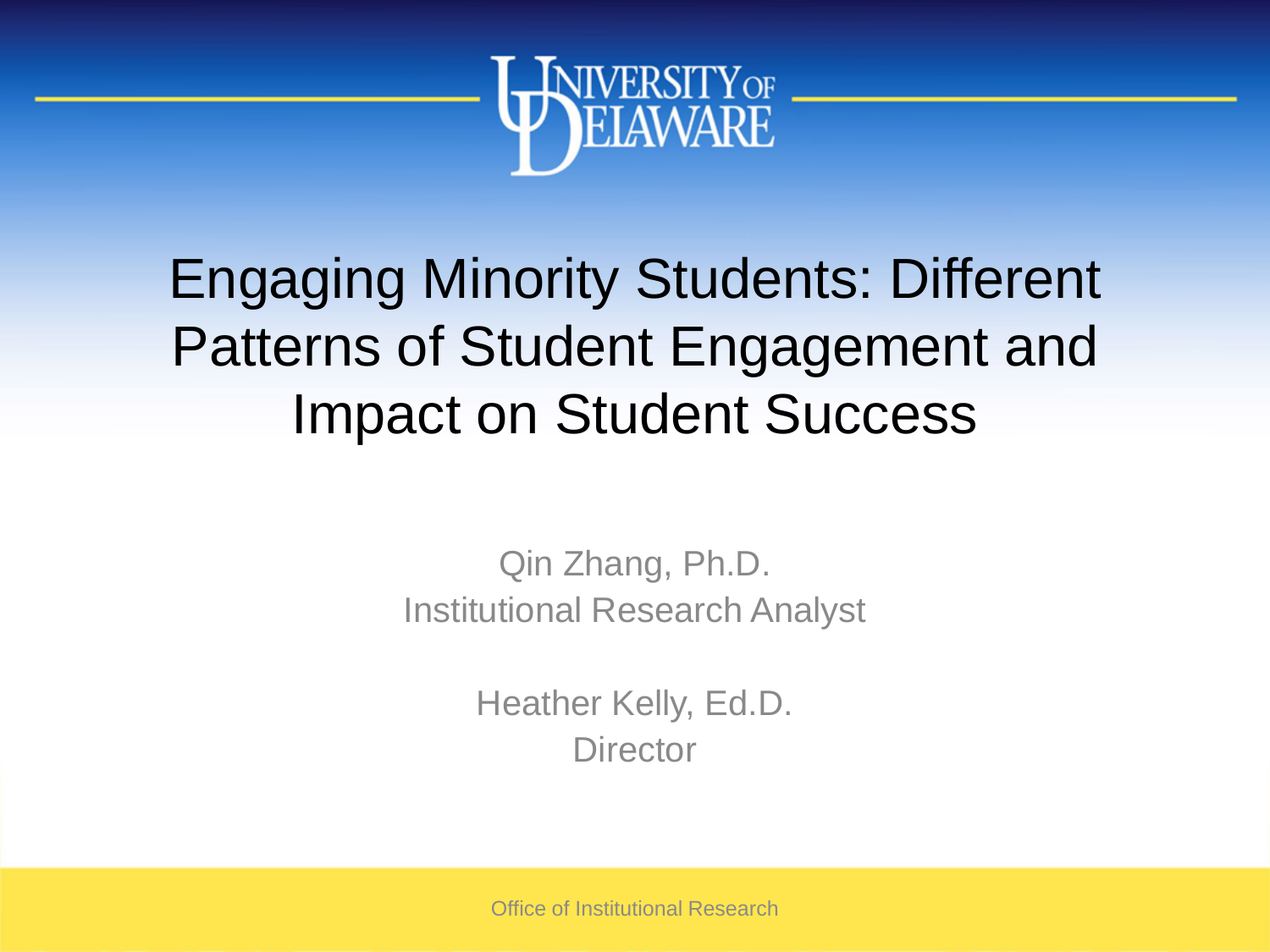# Engaging Minority Students: Different Patterns of Student Engagement and Impact on Student Success

Qin Zhang, Ph.D.
Institutional Research Analyst

Heather Kelly, Ed.D.
Director

Office of Institutional Research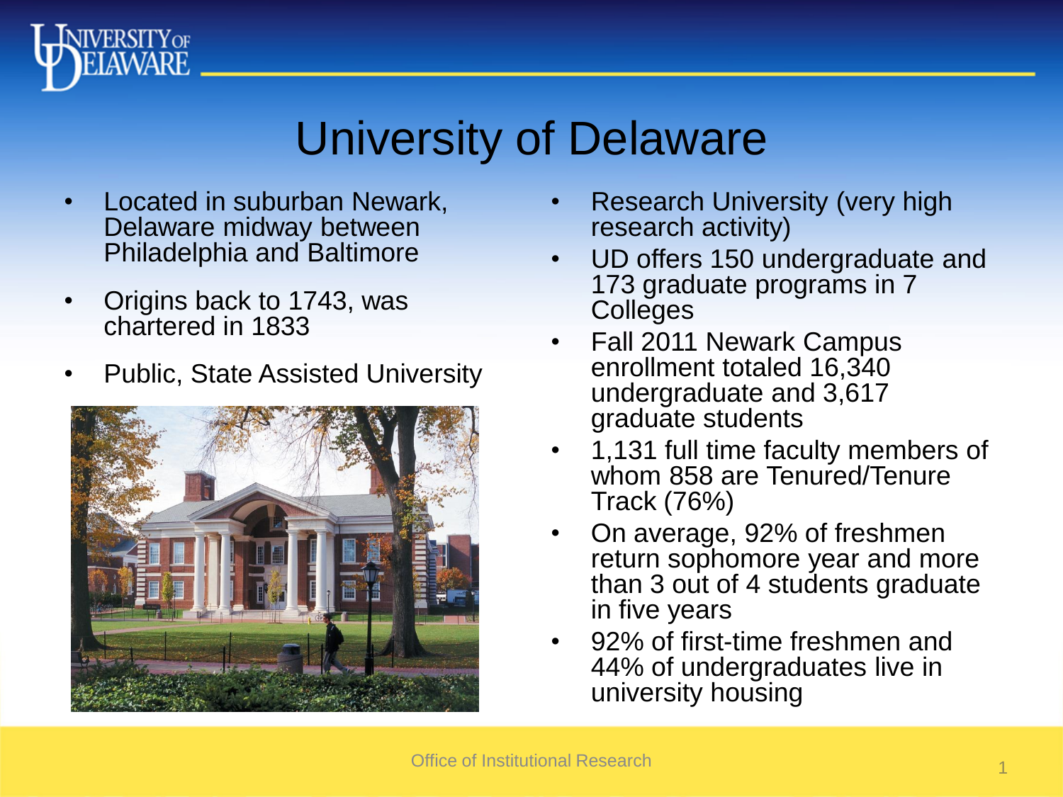# University of Delaware

- Located in suburban Newark, Delaware midway between Philadelphia and Baltimore
- Origins back to 1743, was chartered in 1833
- Public, State Assisted University
- Research University (very high research activity)
- UD offers 150 undergraduate and 173 graduate programs in 7 Colleges
- Fall 2011 Newark Campus enrollment totaled 16,340 undergraduate and 3,617 graduate students
- 1,131 full time faculty members of whom 858 are Tenured/Tenure Track (76%)
- On average, 92% of freshmen return sophomore year and more than 3 out of 4 students graduate in five years
- 92% of first-time freshmen and 44% of undergraduates live in university housing

Office of Institutional Research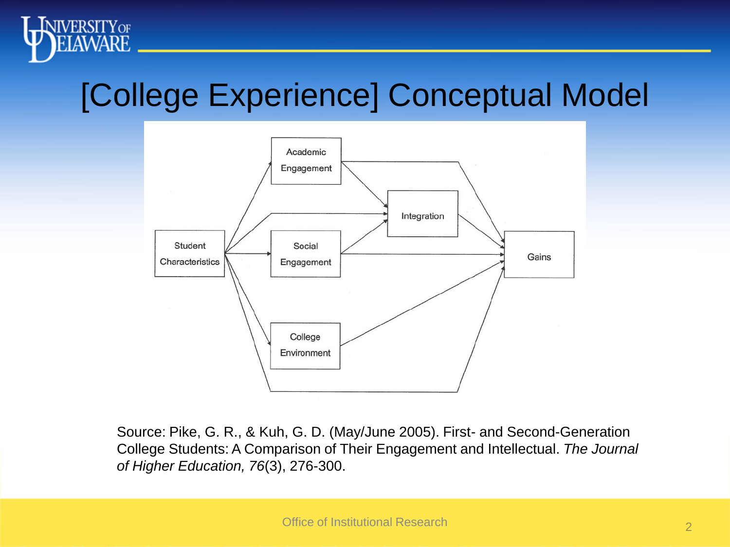# [College Experience] Conceptual Model

Student Characteristics

Academic Engagement

Social Engagement

College Environment

Integration

Gains

Source: Pike, G. R., & Kuh, G. D. (May/June 2005). First- and Second-Generation College Students: A Comparison of Their Engagement and Intellectual. *The Journal of Higher Education, 76*(3), 276-300.

Office of Institutional Research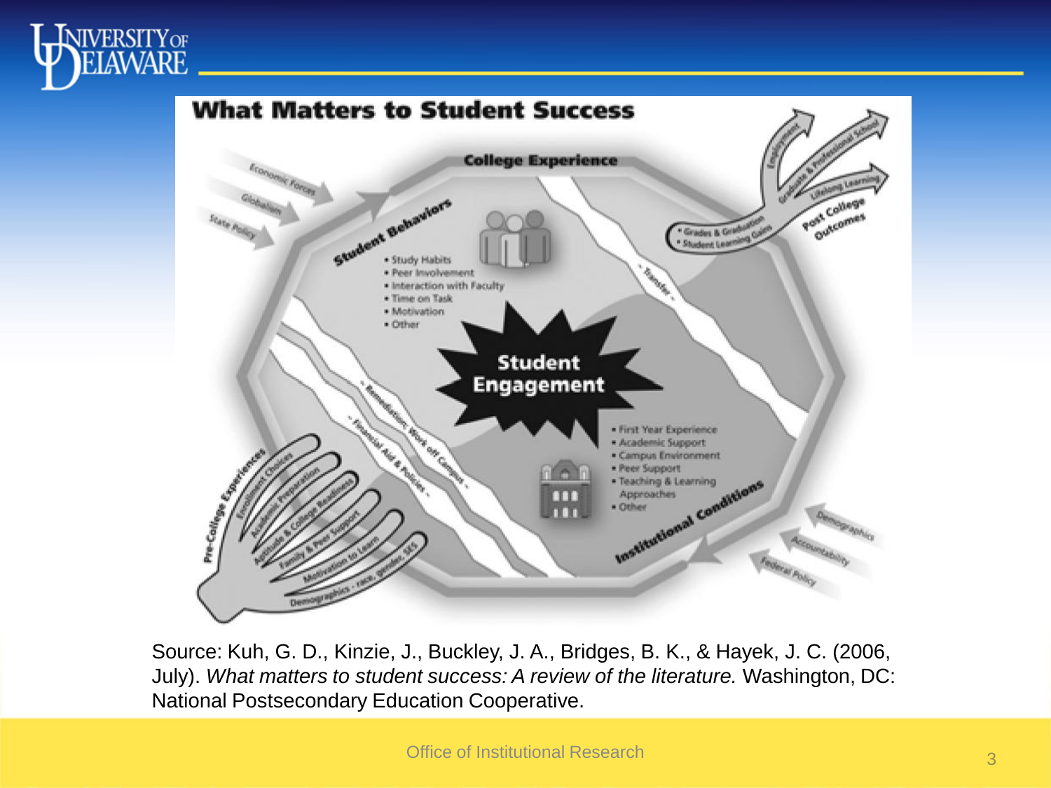# What Matters to Student Success

College Experience

Student Behaviors
- Study Habits
- Peer Involvement
- Interaction with Faculty
- Time on Task
- Motivation
- Other

Student Engagement

- First Year Experience
- Academic Support
- Campus Environment
- Peer Support
- Teaching & Learning Approaches
- Other

Institutional Conditions

Economic Forces
Globalism
State Policy

Pre-College Experiences
- Enrollment Choices
- Academic Preparation
- Aptitude & College Readiness
- Family & Peer Support
- Motivation to Learn
- Demographics - race, gender, SES

- Remediation; Work off Campus -
- Financial Aid & Policies -
- Transfer -

- Grades & Graduation
- Student Learning Gains

Post College Outcomes
- Employment
- Graduate & Professional School
- Lifelong Learning

Demographics
Accountability
Federal Policy

Source: Kuh, G. D., Kinzie, J., Buckley, J. A., Bridges, B. K., & Hayek, J. C. (2006, July). *What matters to student success: A review of the literature.* Washington, DC: National Postsecondary Education Cooperative.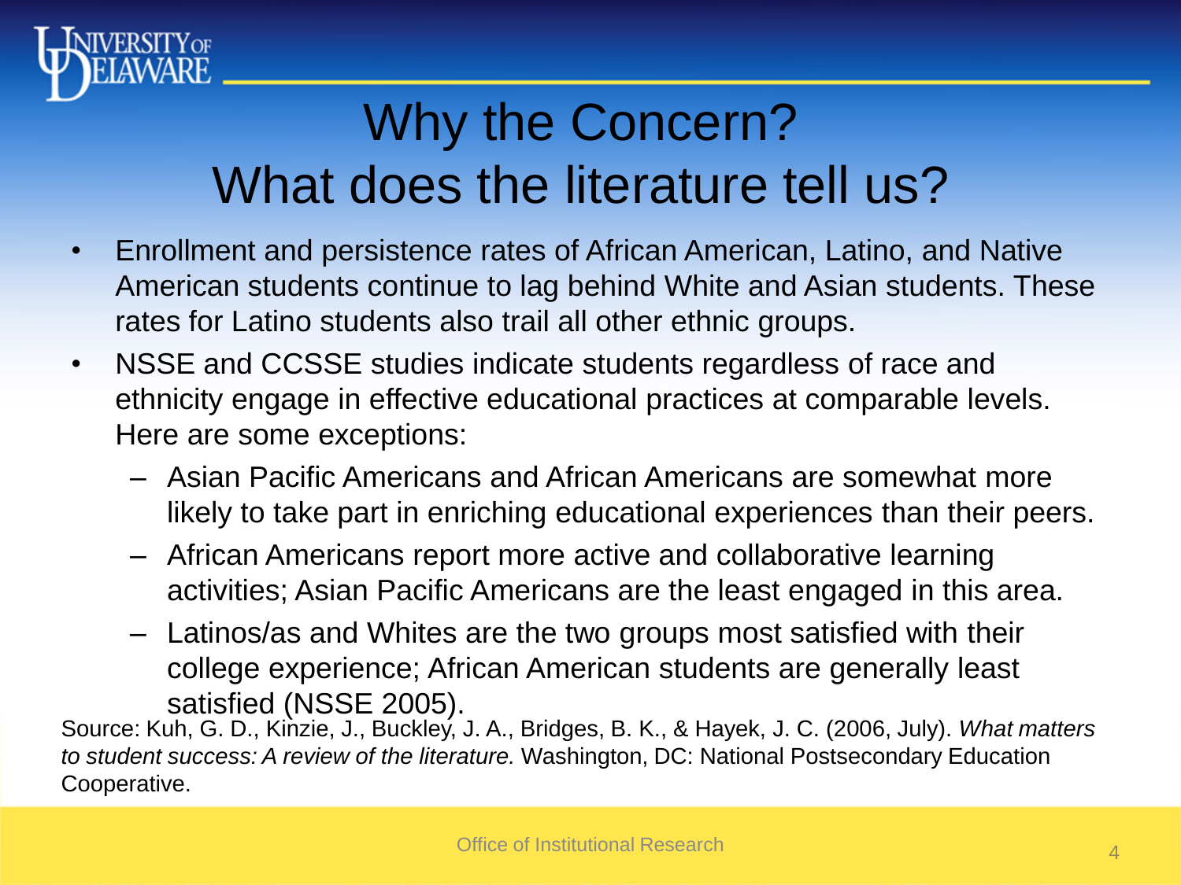# Why the Concern? What does the literature tell us?

- Enrollment and persistence rates of African American, Latino, and Native American students continue to lag behind White and Asian students. These rates for Latino students also trail all other ethnic groups.
- NSSE and CCSSE studies indicate students regardless of race and ethnicity engage in effective educational practices at comparable levels. Here are some exceptions:
  - Asian Pacific Americans and African Americans are somewhat more likely to take part in enriching educational experiences than their peers.
  - African Americans report more active and collaborative learning activities; Asian Pacific Americans are the least engaged in this area.
  - Latinos/as and Whites are the two groups most satisfied with their college experience; African American students are generally least satisfied (NSSE 2005).

Source: Kuh, G. D., Kinzie, J., Buckley, J. A., Bridges, B. K., & Hayek, J. C. (2006, July). *What matters to student success: A review of the literature.* Washington, DC: National Postsecondary Education Cooperative.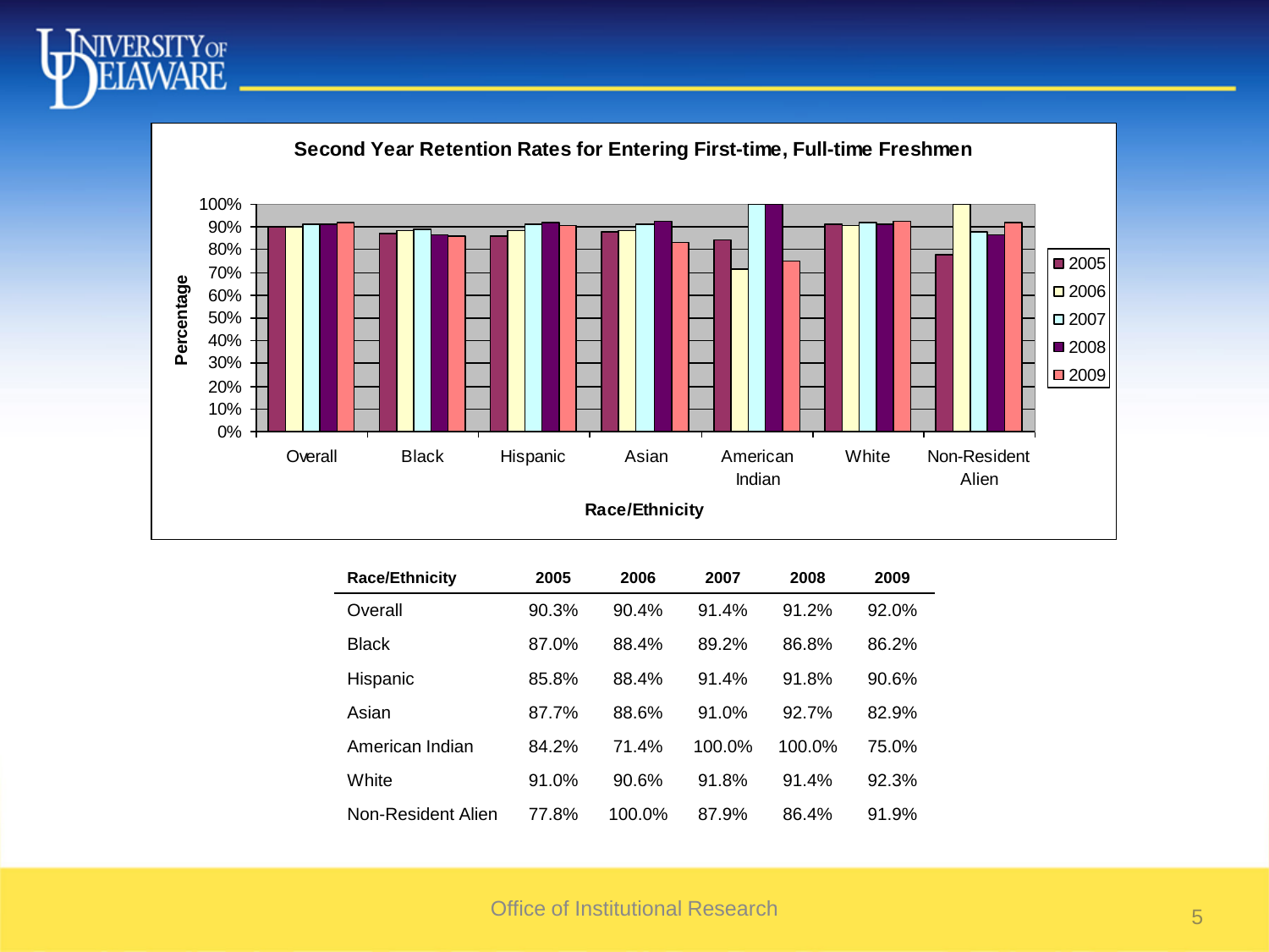## Second Year Retention Rates for Entering First-time, Full-time Freshmen

| Race/Ethnicity | 2005 | 2006 | 2007 | 2008 | 2009 |
|---|---|---|---|---|---|
| Overall | 90.3% | 90.4% | 91.4% | 91.2% | 92.0% |
| Black | 87.0% | 88.4% | 89.2% | 86.8% | 86.2% |
| Hispanic | 85.8% | 88.4% | 91.4% | 91.8% | 90.6% |
| Asian | 87.7% | 88.6% | 91.0% | 92.7% | 82.9% |
| American Indian | 84.2% | 71.4% | 100.0% | 100.0% | 75.0% |
| White | 91.0% | 90.6% | 91.8% | 91.4% | 92.3% |
| Non-Resident Alien | 77.8% | 100.0% | 87.9% | 86.4% | 91.9% |

Office of Institutional Research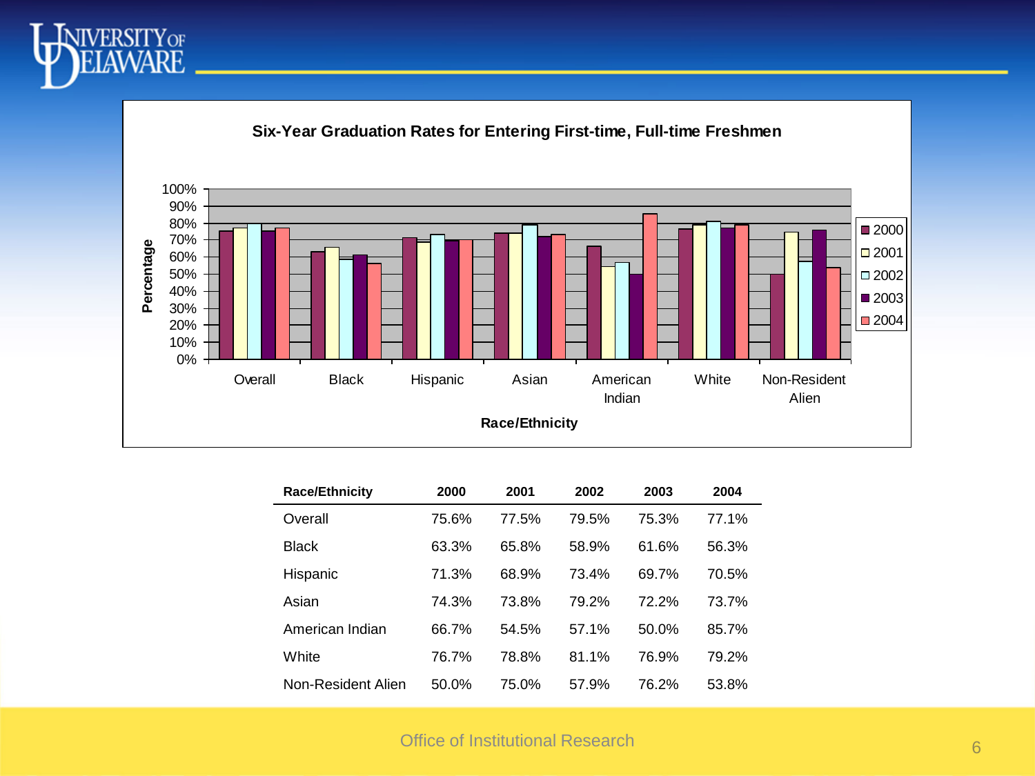## Six-Year Graduation Rates for Entering First-time, Full-time Freshmen

| Race/Ethnicity | 2000 | 2001 | 2002 | 2003 | 2004 |
|---|---|---|---|---|---|
| Overall | 75.6% | 77.5% | 79.5% | 75.3% | 77.1% |
| Black | 63.3% | 65.8% | 58.9% | 61.6% | 56.3% |
| Hispanic | 71.3% | 68.9% | 73.4% | 69.7% | 70.5% |
| Asian | 74.3% | 73.8% | 79.2% | 72.2% | 73.7% |
| American Indian | 66.7% | 54.5% | 57.1% | 50.0% | 85.7% |
| White | 76.7% | 78.8% | 81.1% | 76.9% | 79.2% |
| Non-Resident Alien | 50.0% | 75.0% | 57.9% | 76.2% | 53.8% |

Office of Institutional Research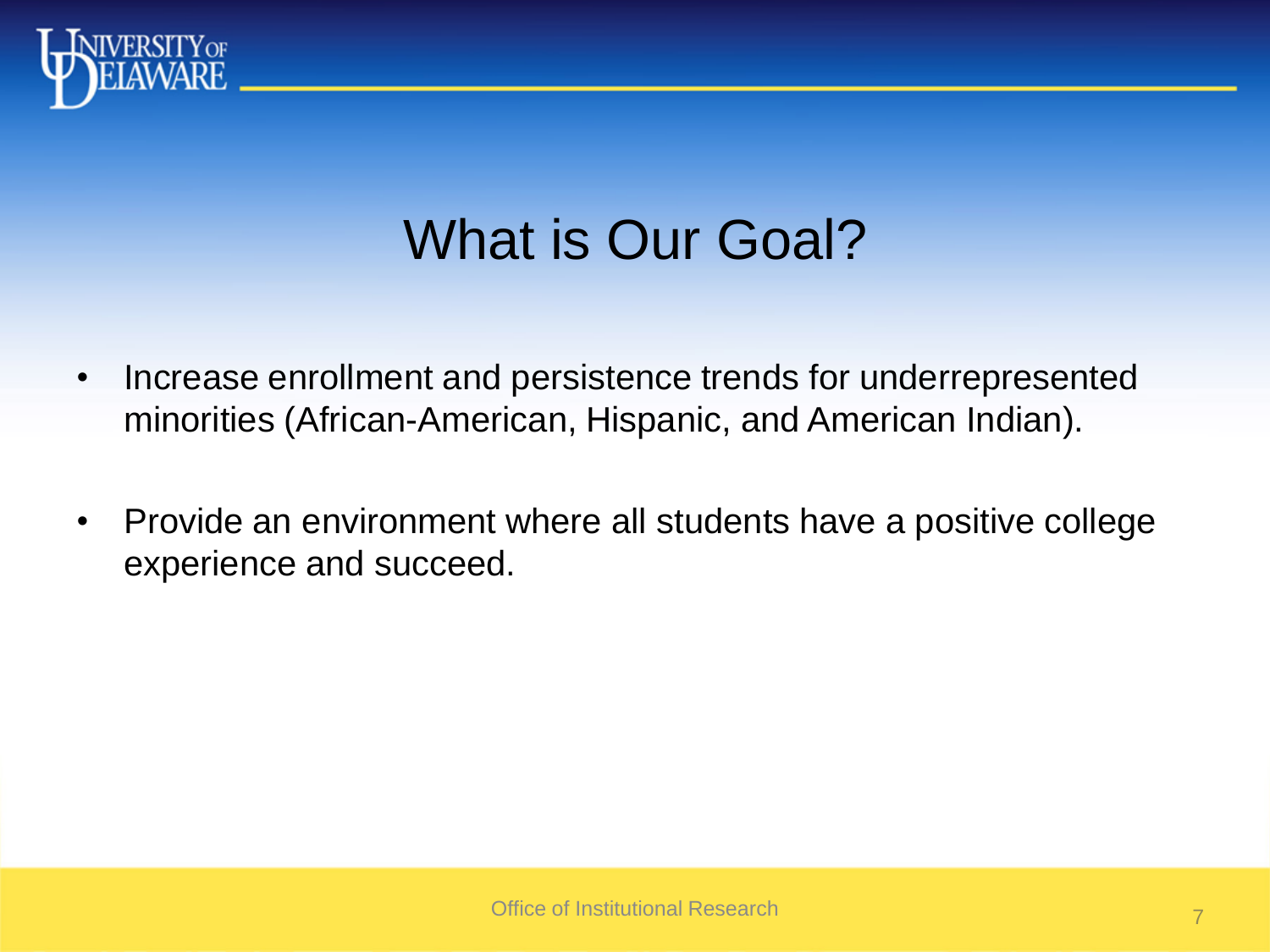# What is Our Goal?

- Increase enrollment and persistence trends for underrepresented minorities (African-American, Hispanic, and American Indian).
- Provide an environment where all students have a positive college experience and succeed.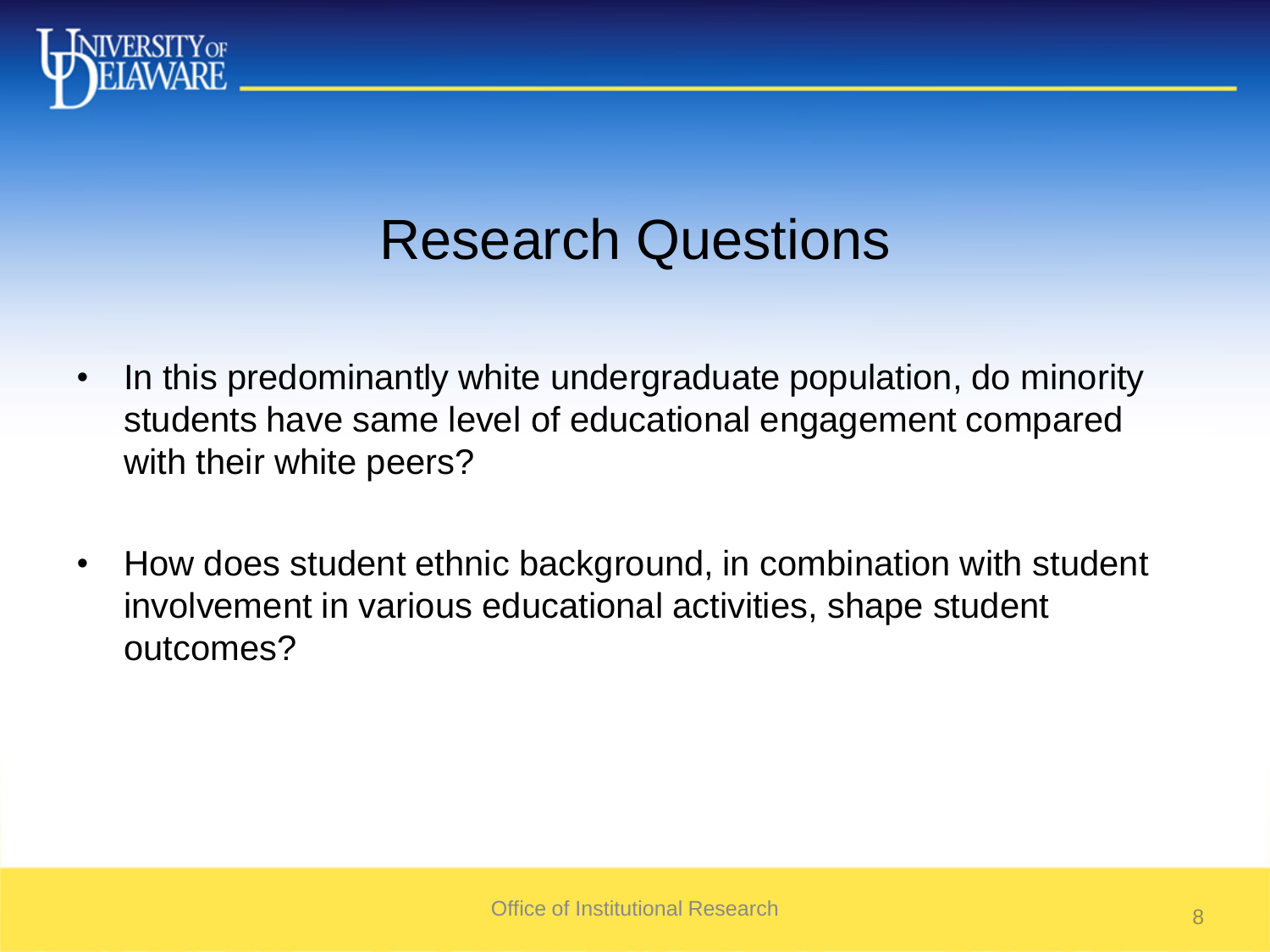# Research Questions

- In this predominantly white undergraduate population, do minority students have same level of educational engagement compared with their white peers?
- How does student ethnic background, in combination with student involvement in various educational activities, shape student outcomes?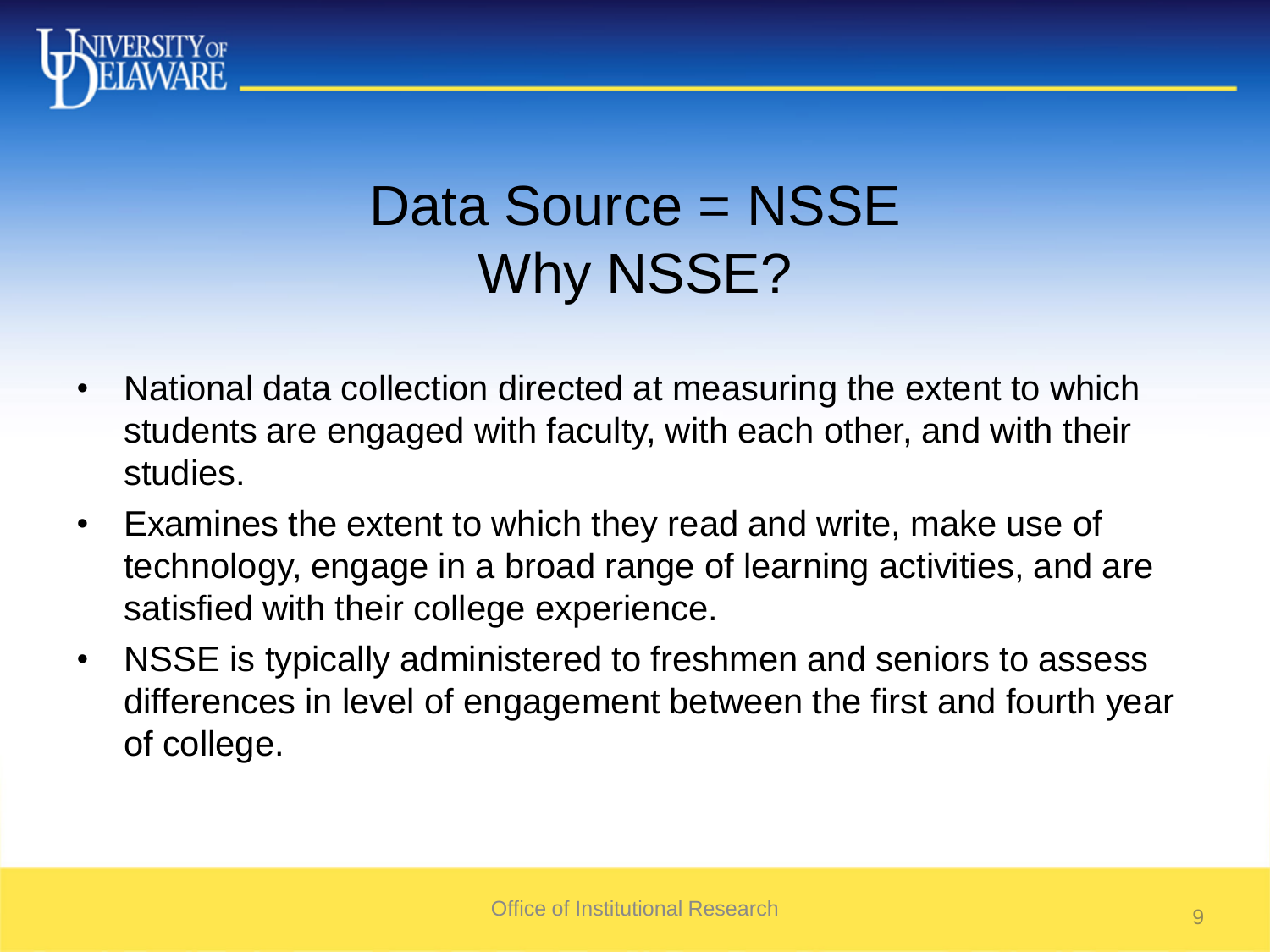# Data Source = NSSE
# Why NSSE?

- National data collection directed at measuring the extent to which students are engaged with faculty, with each other, and with their studies.
- Examines the extent to which they read and write, make use of technology, engage in a broad range of learning activities, and are satisfied with their college experience.
- NSSE is typically administered to freshmen and seniors to assess differences in level of engagement between the first and fourth year of college.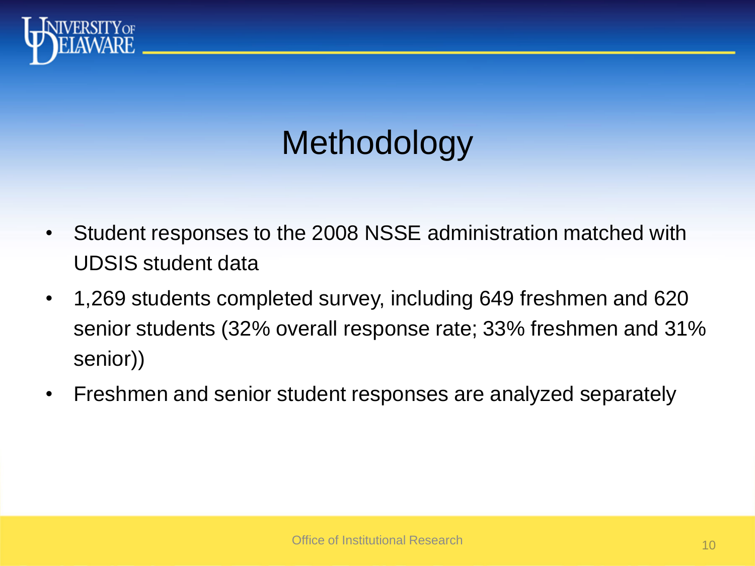# Methodology

- Student responses to the 2008 NSSE administration matched with UDSIS student data
- 1,269 students completed survey, including 649 freshmen and 620 senior students (32% overall response rate; 33% freshmen and 31% senior))
- Freshmen and senior student responses are analyzed separately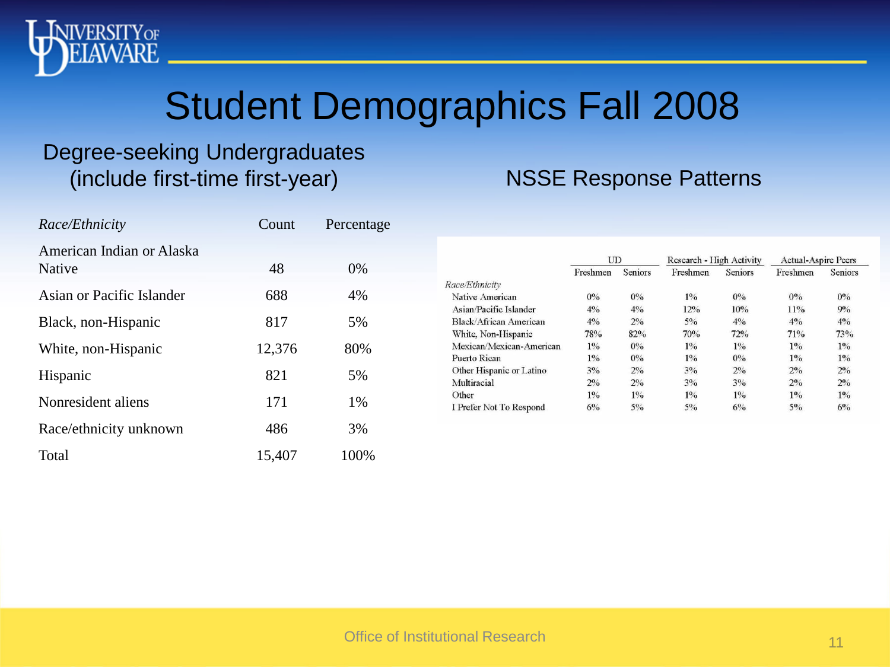# Student Demographics Fall 2008

## Degree-seeking Undergraduates (include first-time first-year)

| *Race/Ethnicity* | Count | Percentage |
|---|---|---|
| American Indian or Alaska Native | 48 | 0% |
| Asian or Pacific Islander | 688 | 4% |
| Black, non-Hispanic | 817 | 5% |
| White, non-Hispanic | 12,376 | 80% |
| Hispanic | 821 | 5% |
| Nonresident aliens | 171 | 1% |
| Race/ethnicity unknown | 486 | 3% |
| Total | 15,407 | 100% |

## NSSE Response Patterns

| | UD | | Research - High Activity | | Actual-Aspire Peers | |
|---|---|---|---|---|---|---|
| | Freshmen | Seniors | Freshmen | Seniors | Freshmen | Seniors |
| *Race/Ethnicity* | | | | | | |
| Native American | 0% | 0% | 1% | 0% | 0% | 0% |
| Asian/Pacific Islander | 4% | 4% | 12% | 10% | 11% | 9% |
| Black/African American | 4% | 2% | 5% | 4% | 4% | 4% |
| White, Non-Hispanic | 78% | 82% | 70% | 72% | 71% | 73% |
| Mexican/Mexican-American | 1% | 0% | 1% | 1% | 1% | 1% |
| Puerto Rican | 1% | 0% | 1% | 0% | 1% | 1% |
| Other Hispanic or Latino | 3% | 2% | 3% | 2% | 2% | 2% |
| Multiracial | 2% | 2% | 3% | 3% | 2% | 2% |
| Other | 1% | 1% | 1% | 1% | 1% | 1% |
| I Prefer Not To Respond | 6% | 5% | 5% | 6% | 5% | 6% |

Office of Institutional Research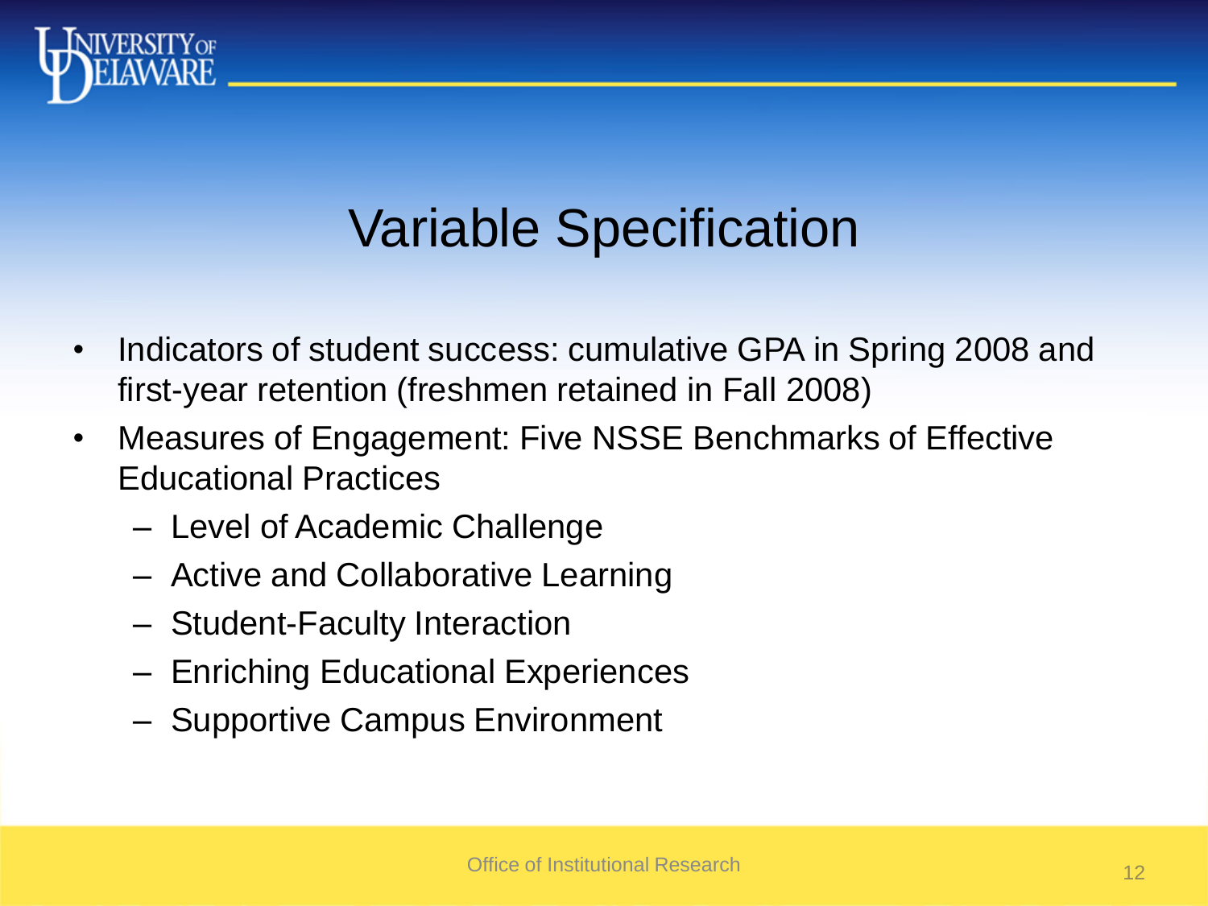# Variable Specification

- Indicators of student success: cumulative GPA in Spring 2008 and first-year retention (freshmen retained in Fall 2008)
- Measures of Engagement: Five NSSE Benchmarks of Effective Educational Practices
  - Level of Academic Challenge
  - Active and Collaborative Learning
  - Student-Faculty Interaction
  - Enriching Educational Experiences
  - Supportive Campus Environment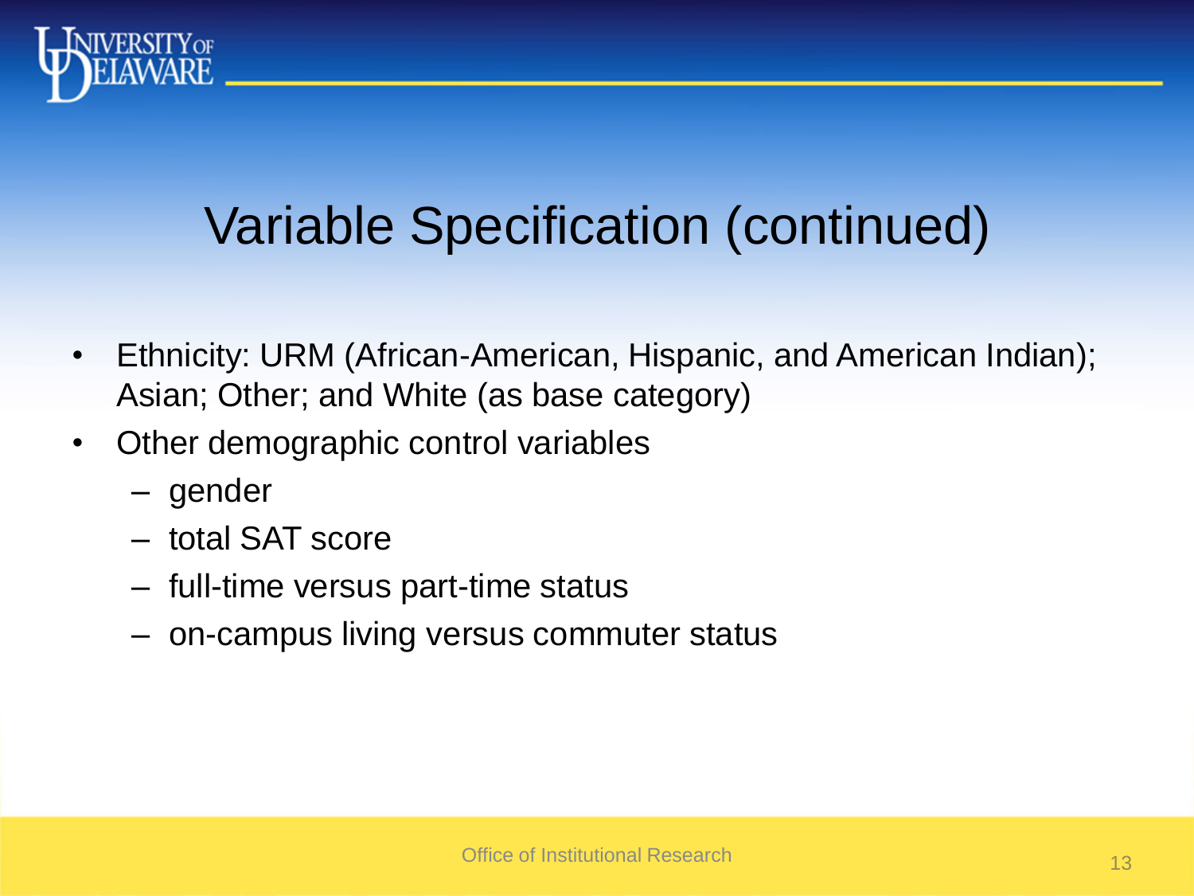# Variable Specification (continued)

- Ethnicity: URM (African-American, Hispanic, and American Indian); Asian; Other; and White (as base category)
- Other demographic control variables
  - gender
  - total SAT score
  - full-time versus part-time status
  - on-campus living versus commuter status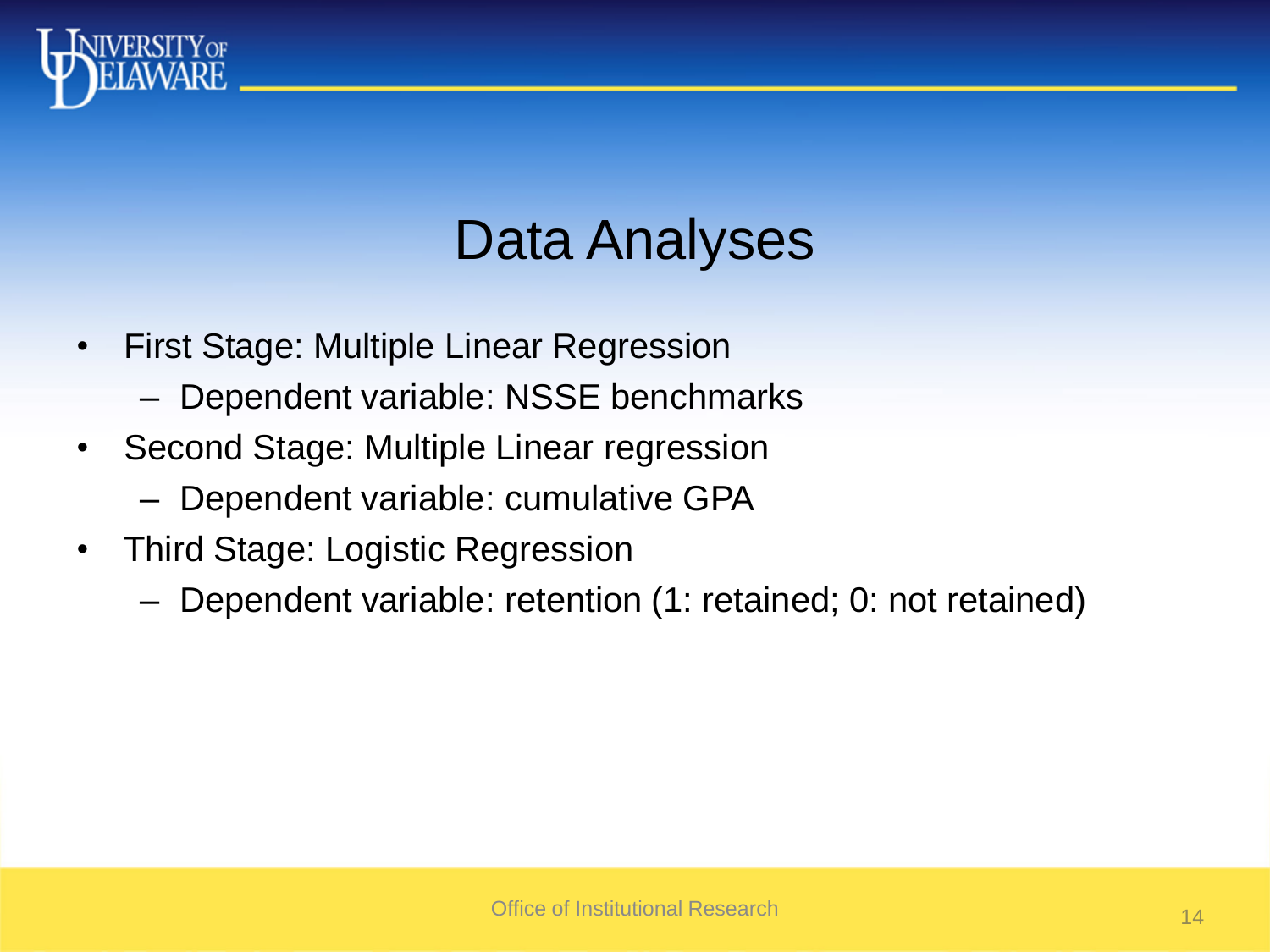# Data Analyses

- First Stage: Multiple Linear Regression
  - Dependent variable: NSSE benchmarks
- Second Stage: Multiple Linear regression
  - Dependent variable: cumulative GPA
- Third Stage: Logistic Regression
  - Dependent variable: retention (1: retained; 0: not retained)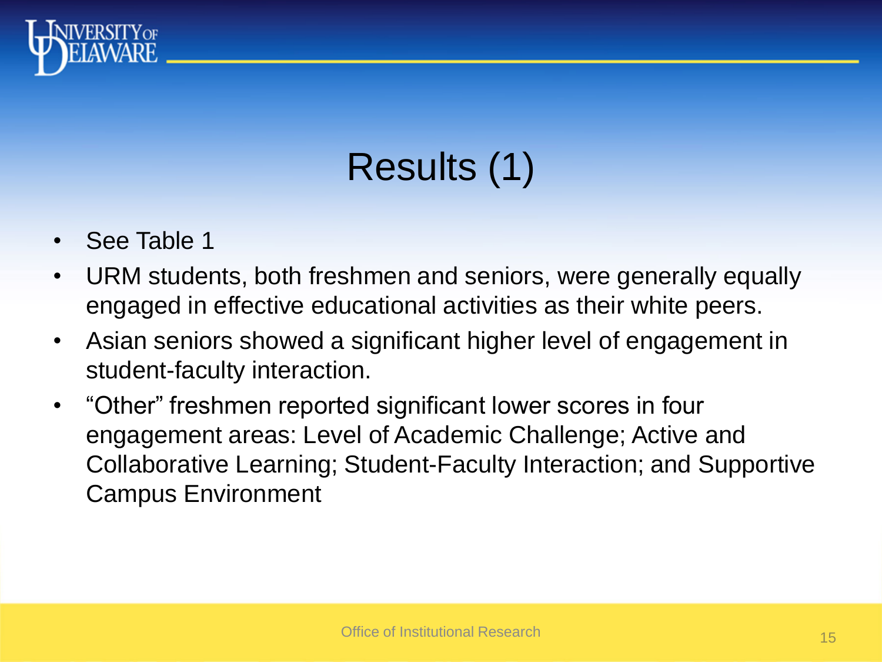# Results (1)

- See Table 1
- URM students, both freshmen and seniors, were generally equally engaged in effective educational activities as their white peers.
- Asian seniors showed a significant higher level of engagement in student-faculty interaction.
- “Other” freshmen reported significant lower scores in four engagement areas: Level of Academic Challenge; Active and Collaborative Learning; Student-Faculty Interaction; and Supportive Campus Environment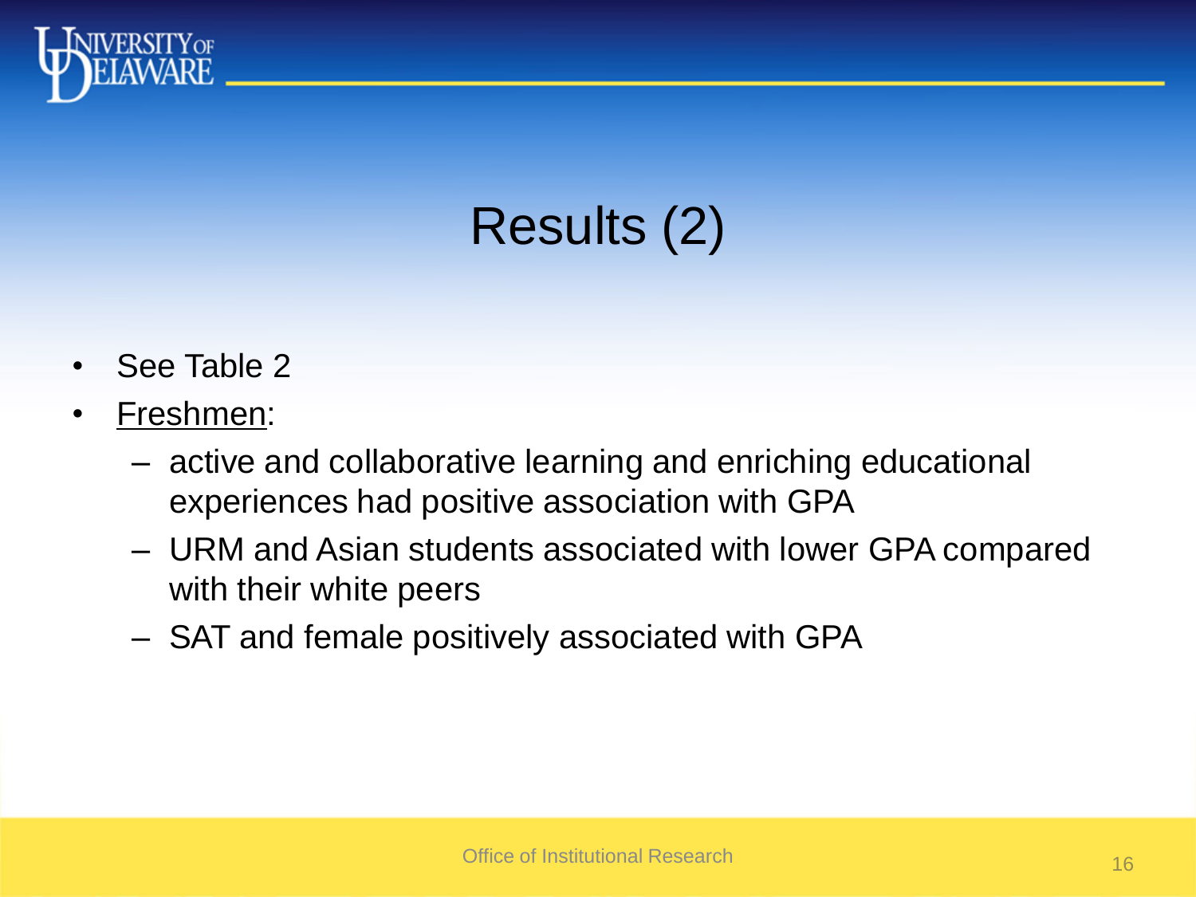# Results (2)

- See Table 2
- Freshmen:
  - active and collaborative learning and enriching educational experiences had positive association with GPA
  - URM and Asian students associated with lower GPA compared with their white peers
  - SAT and female positively associated with GPA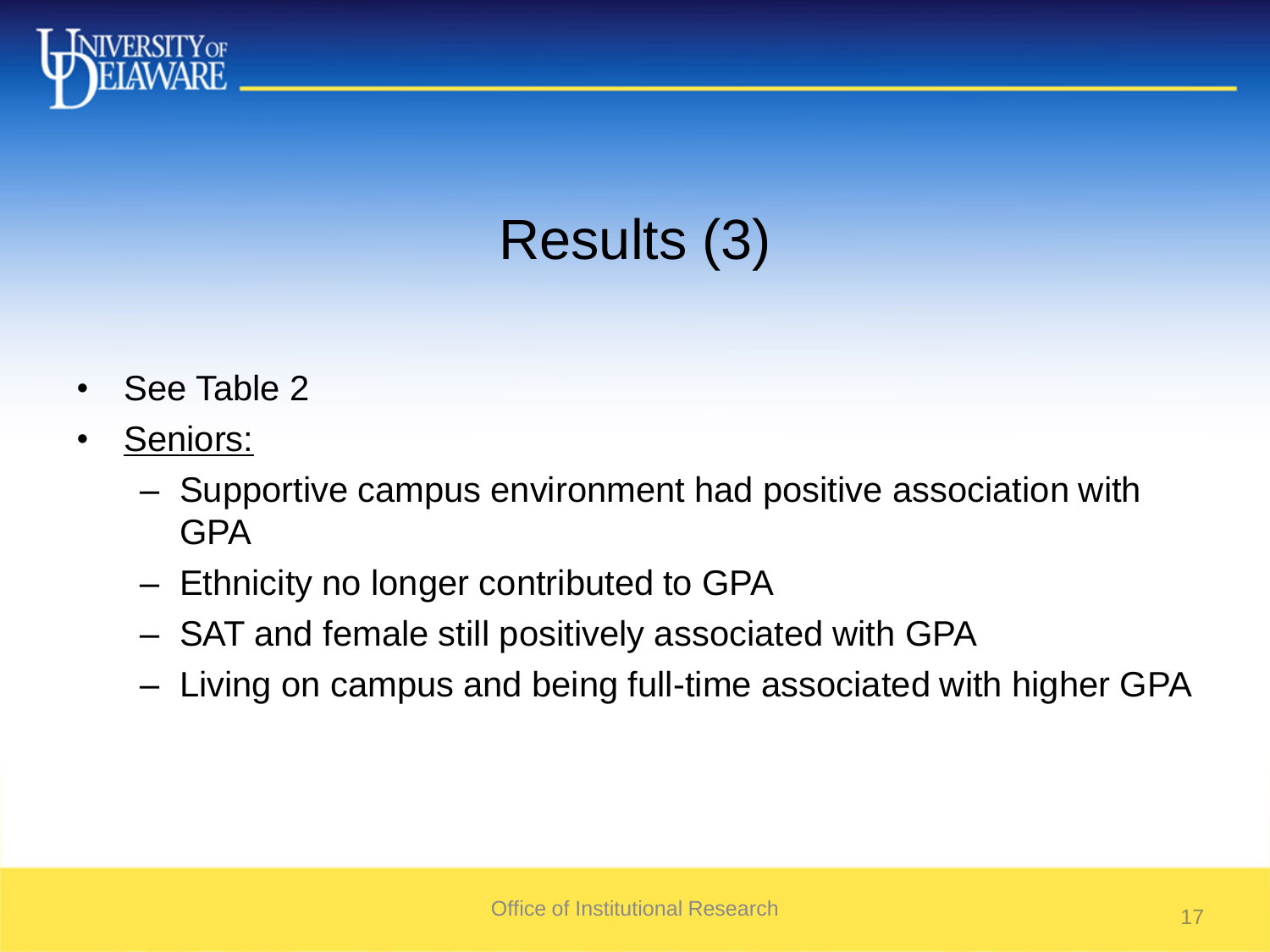# Results (3)

- See Table 2
- <u>Seniors:</u>
  - Supportive campus environment had positive association with GPA
  - Ethnicity no longer contributed to GPA
  - SAT and female still positively associated with GPA
  - Living on campus and being full-time associated with higher GPA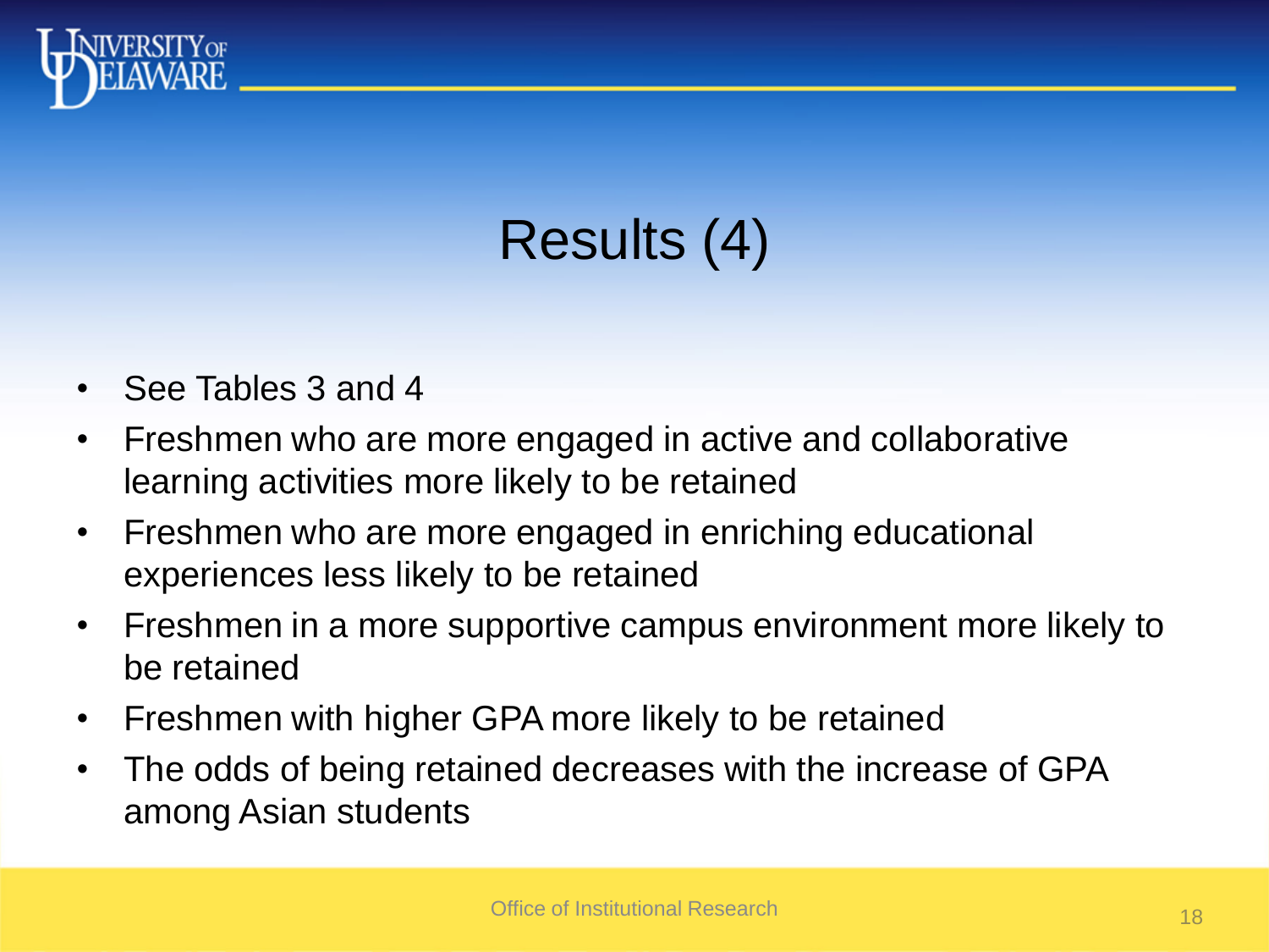# Results (4)

- See Tables 3 and 4
- Freshmen who are more engaged in active and collaborative learning activities more likely to be retained
- Freshmen who are more engaged in enriching educational experiences less likely to be retained
- Freshmen in a more supportive campus environment more likely to be retained
- Freshmen with higher GPA more likely to be retained
- The odds of being retained decreases with the increase of GPA among Asian students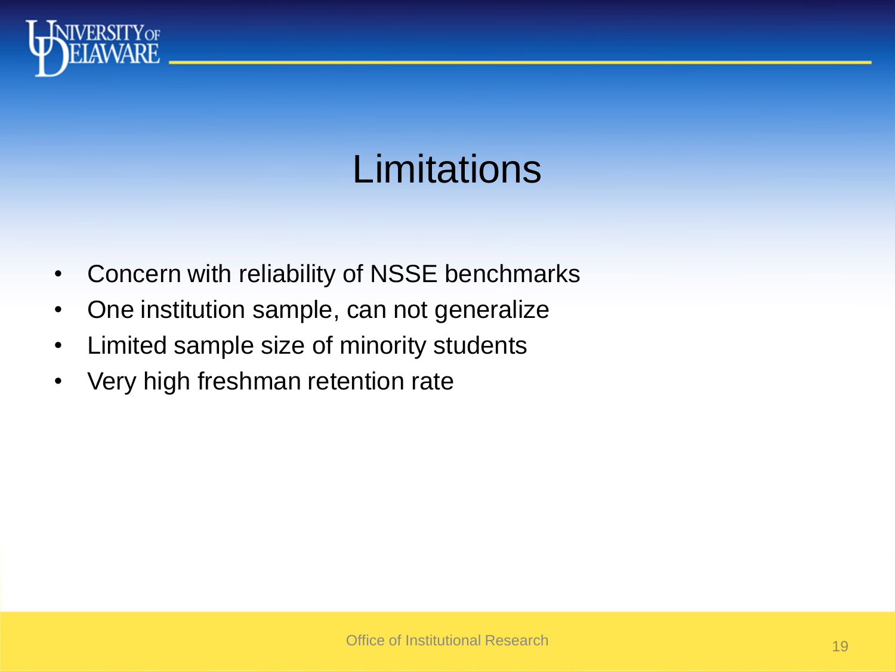# Limitations

- Concern with reliability of NSSE benchmarks
- One institution sample, can not generalize
- Limited sample size of minority students
- Very high freshman retention rate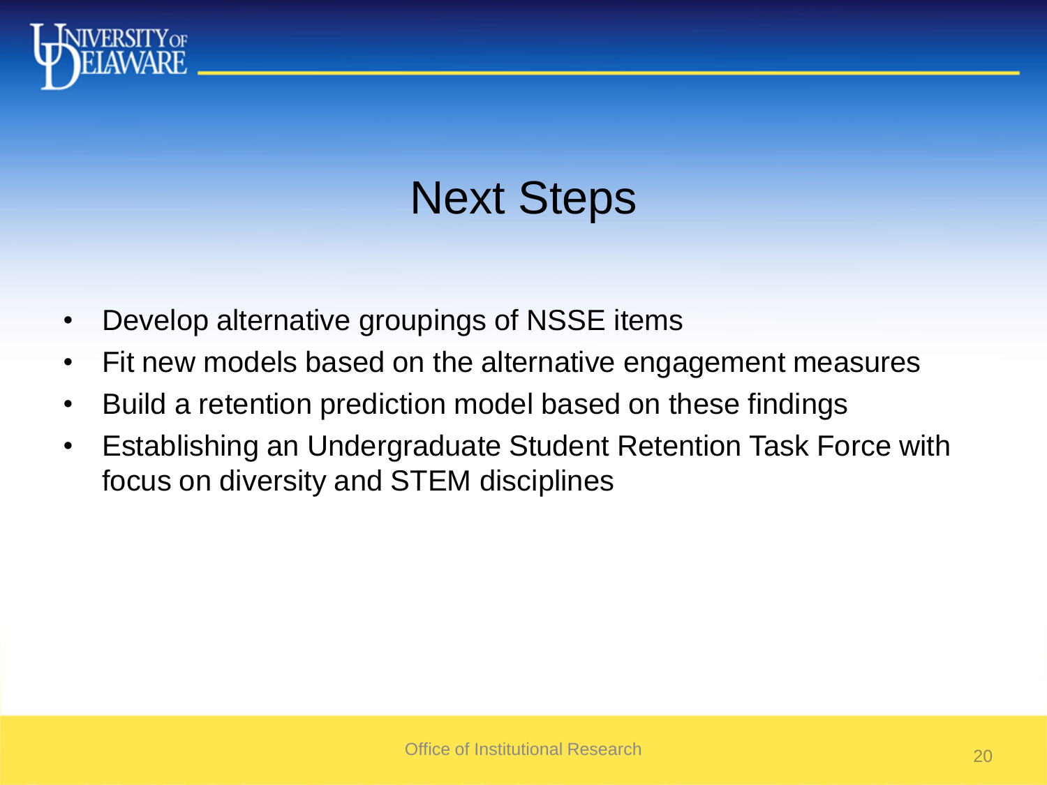# Next Steps

- Develop alternative groupings of NSSE items
- Fit new models based on the alternative engagement measures
- Build a retention prediction model based on these findings
- Establishing an Undergraduate Student Retention Task Force with focus on diversity and STEM disciplines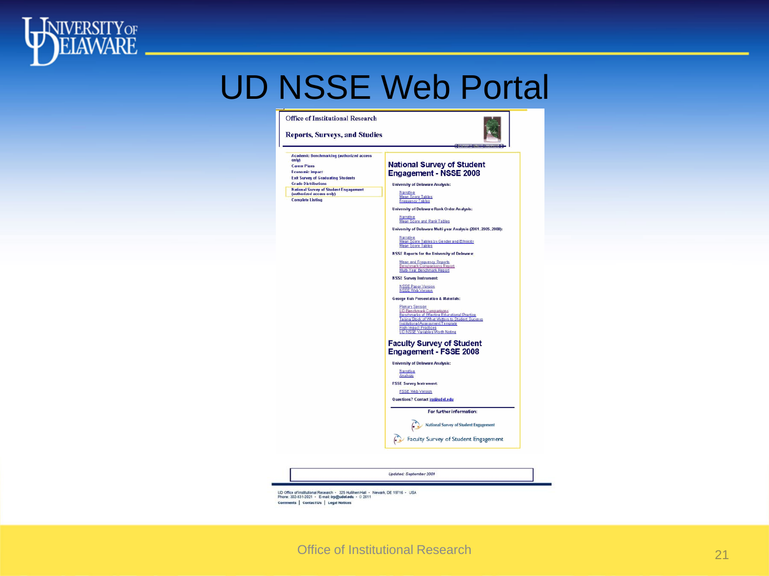# UD NSSE Web Portal

Office of Institutional Research

**Reports, Surveys, and Studies**

- Academic Benchmarking (authorized access only)
- Career Plans
- Economic Impact
- Exit Survey of Graduating Students
- Grade Distributions
- National Survey of Student Engagement (authorized access only)
- Complete Listing

## National Survey of Student Engagement - NSSE 2008

**University of Delaware Analysis:**

- Narrative
- Mean Score Tables
- Frequency Tables

**University of Delaware Rank Order Analysis:**

- Narrative
- Mean Score and Rank Tables

**University of Delaware Multi-year Analysis (2001, 2005, 2008):**

- Narrative
- Mean Score Tables by Gender and Ethnicity
- Mean Score Tables

**NSSE Reports for the University of Delaware**

- Mean and Frequency Reports
- Benchmark Comparisons Report
- Multi-Year Benchmark Report

**NSSE Survey Instrument:**

- NSSE Paper Version
- NSSE Web Version

**George Kuh Presentation & Materials:**

- Plenary Session
- UD Benchmark Comparisons
- Benchmarks of Effective Educational Practice
- Taking Stock of What Matters to Student Success
- Institutional Assessment Template
- High Impact Practices
- UD NSSE Variables Worth Noting

## Faculty Survey of Student Engagement - FSSE 2008

**University of Delaware Analysis:**

- Narrative
- Analysis

**FSSE Survey Instrument:**

- FSSE Web Version

Questions? Contact irp@udel.edu

For further information:

National Survey of Student Engagement

Faculty Survey of Student Engagement

*Updated: September 2009*

UD Office of Institutional Research • 325 Hullihen Hall • Newark, DE 19716 • USA
Phone: 302-831-2021 • E-mail: irp@udel.edu • © 2011
Comments | Contact Us | Legal Notices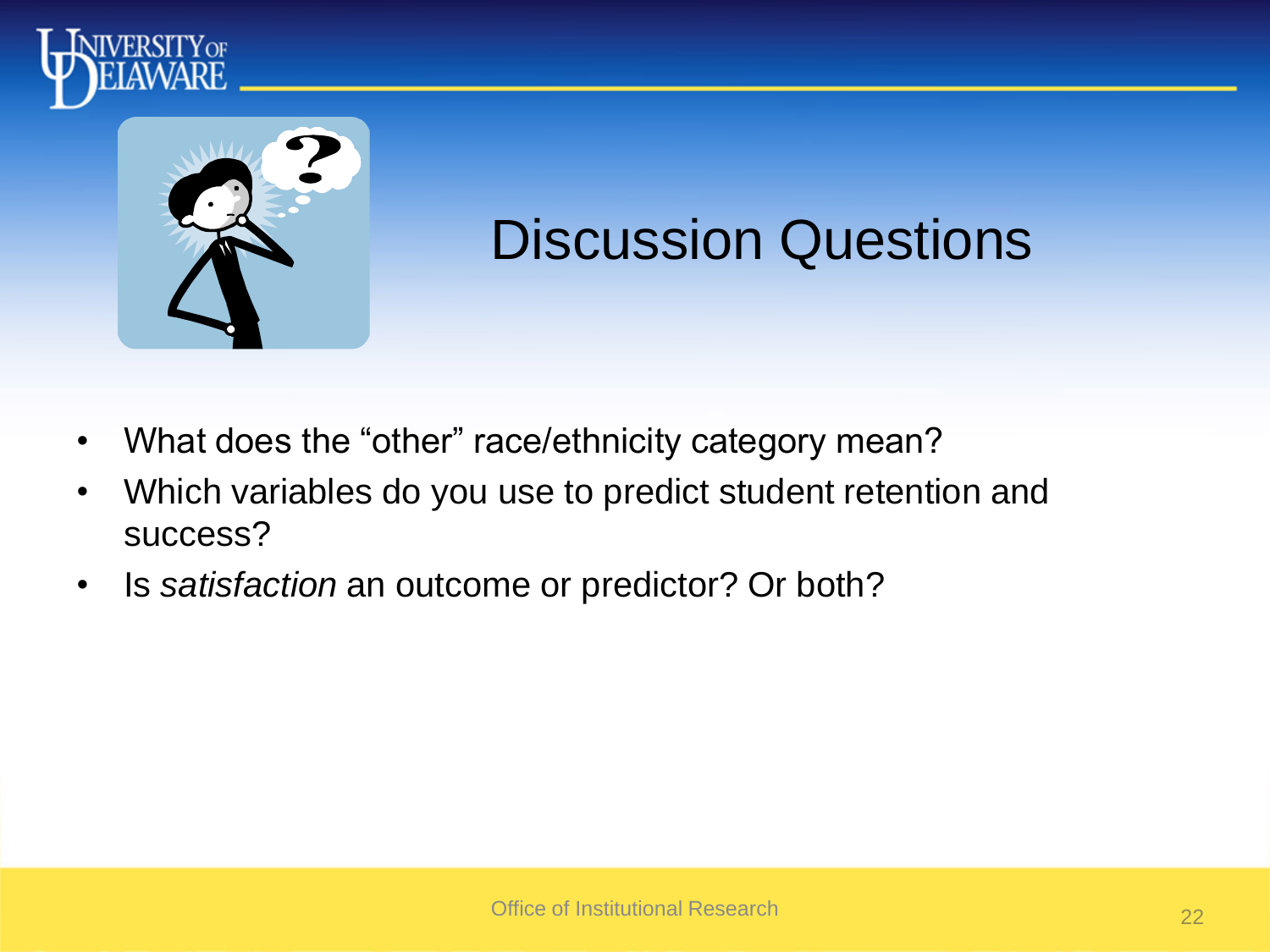# Discussion Questions

- What does the “other” race/ethnicity category mean?
- Which variables do you use to predict student retention and success?
- Is *satisfaction* an outcome or predictor? Or both?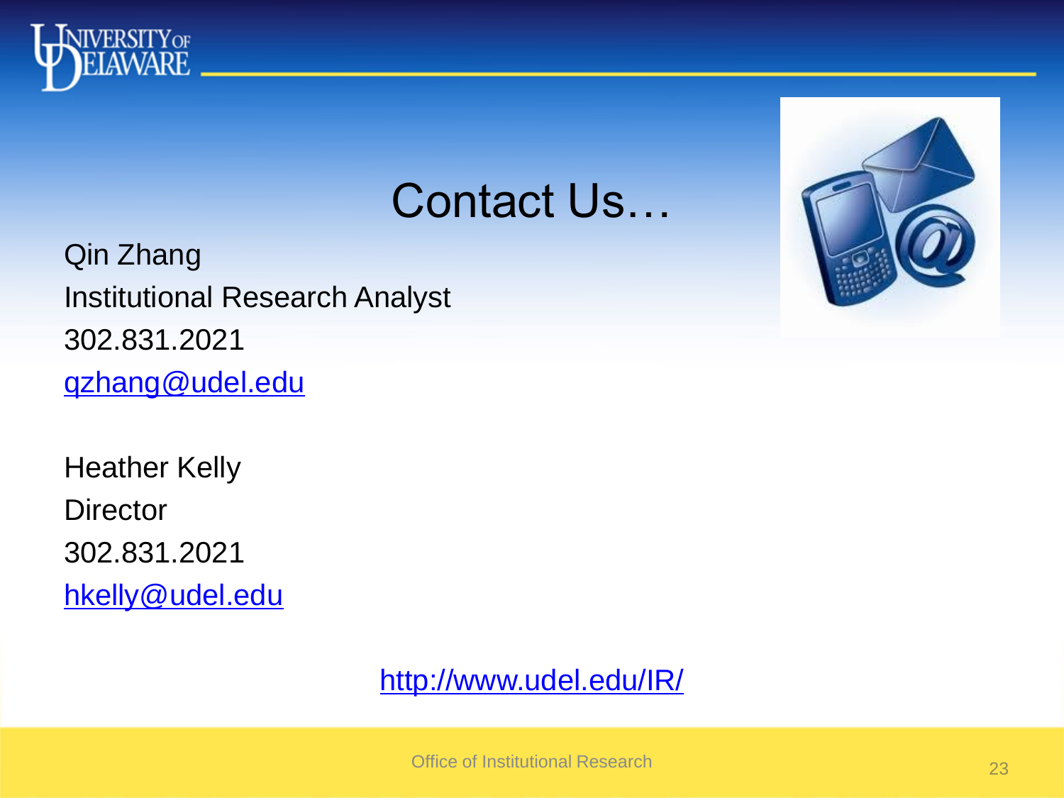# Contact Us…

Qin Zhang
Institutional Research Analyst
302.831.2021
qzhang@udel.edu

Heather Kelly
Director
302.831.2021
hkelly@udel.edu

http://www.udel.edu/IR/